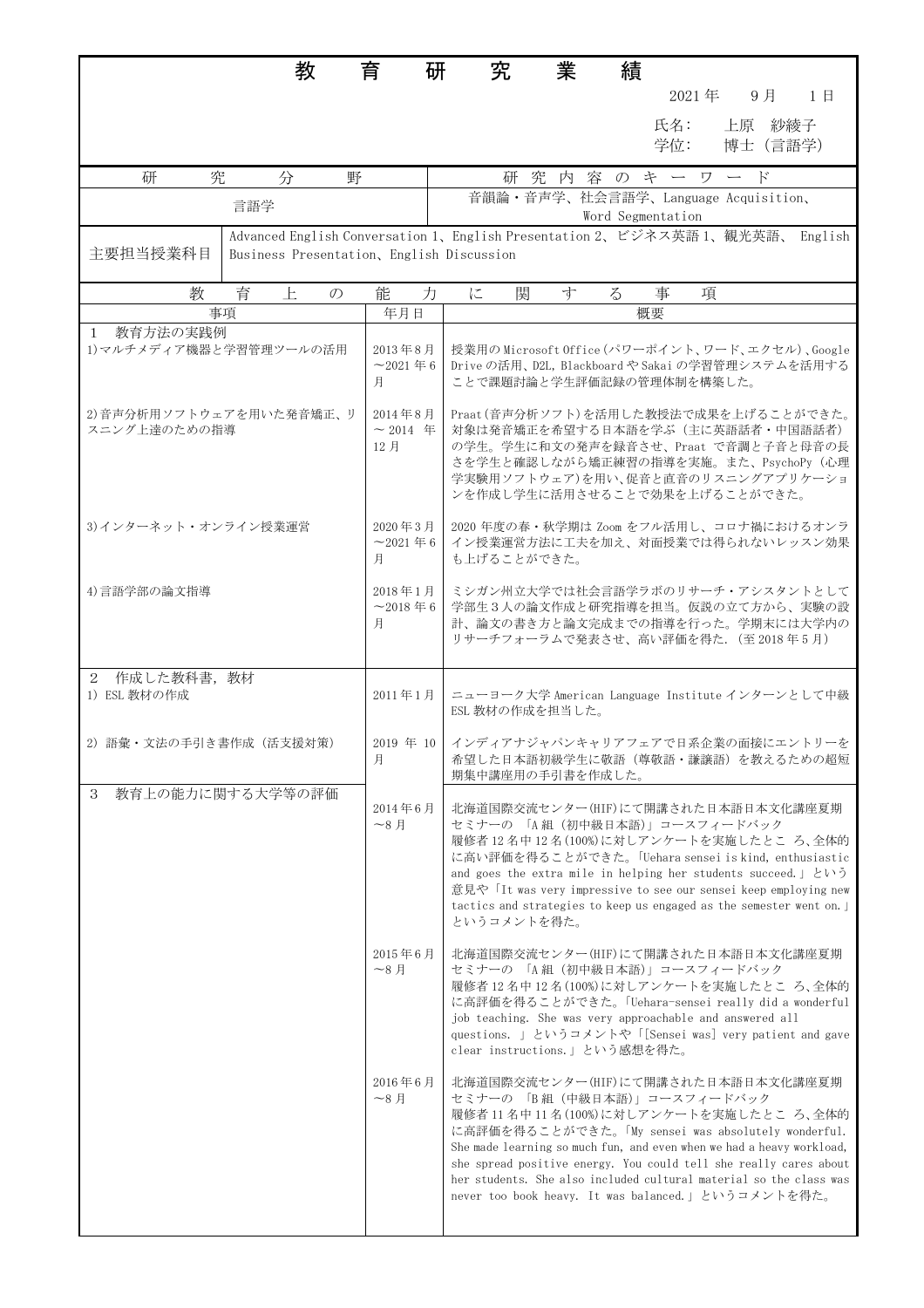# 教　育　研　究　業　績

2021年　9月　1日

氏名:　上原　紗綾子
学位:　博士（言語学）

| 研究分野 | 研究内容のキーワード |
|---|---|
| 言語学 | 音韻論・音声学、社会言語学、Language Acquisition、Word Segmentation |

| 主要担当授業科目 | Advanced English Conversation 1、English Presentation 2、ビジネス英語 1、観光英語、 English Business Presentation、English Discussion |
|---|---|

## 教育上の能力に関する事項

| 事項 | 年月日 | 概要 |
|---|---|---|
| 1　教育方法の実践例 | | |
| 1)マルチメディア機器と学習管理ツールの活用 | 2013年8月～2021年6月 | 授業用の Microsoft Office（パワーポイント、ワード、エクセル）、Google Drive の活用、D2L, Blackboard や Sakai の学習管理システムを活用することで課題討論と学生評価記録の管理体制を構築した。 |
| 2)音声分析用ソフトウェアを用いた発音矯正、リスニング上達のための指導 | 2014年8月～ 2014 年12月 | Praat（音声分析ソフト）を活用した教授法で成果を上げることができた。対象は発音矯正を希望する日本語を学ぶ（主に英語話者・中国語話者）の学生。学生に和文の発音を録音させ、Praat で音調と子音と母音の長さを学生と確認しながら矯正練習の指導を実施。また、PsychoPy（心理学実験用ソフトウェア）を用い、促音と直音のリスニングアプリケーションを作成し学生に活用させることで効果を上げることができた。 |
| 3)インターネット・オンライン授業運営 | 2020年3月～2021年6月 | 2020 年度の春・秋学期は Zoom をフル活用し、コロナ禍におけるオンライン授業運営方法に工夫を加え、対面授業では得られないレッスン効果も上げることができた。 |
| 4)言語学部の論文指導 | 2018年1月～2018年6月 | ミシガン州立大学では社会言語学ラボのリサーチ・アシスタントとして学部生３人の論文作成と研究指導を担当。仮説の立て方から、実験の設計、論文の書き方と論文完成までの指導を行った。学期末には大学内のリサーチフォーラムで発表させ、高い評価を得た.（至 2018 年 5 月） |
| 2　作成した教科書，教材 | | |
| 1) ESL 教材の作成 | 2011年1月 | ニューヨーク大学 American Language Institute インターンとして中級 ESL 教材の作成を担当した。 |
| 2) 語彙・文法の手引き書作成（活支援対策） | 2019 年 10月 | インディアナジャパンキャリアフェアで日系企業の面接にエントリーを希望した日本語初級学生に敬語（尊敬語・謙譲語）を教えるための超短期集中講座用の手引書を作成した。 |
| 3　教育上の能力に関する大学等の評価 | 2014年6月～8月 | 北海道国際交流センター(HIF)にて開講された日本語日本文化講座夏期セミナーの「A 組（初中級日本語）」コースフィードバック<br>履修者 12 名中 12 名(100%)に対しアンケートを実施したところ、全体的に高い評価を得ることができた。「Uehara sensei is kind, enthusiastic and goes the extra mile in helping her students succeed.」という意見や「It was very impressive to see our sensei keep employing new tactics and strategies to keep us engaged as the semester went on.」というコメントを得た。 |
| | 2015年6月～8月 | 北海道国際交流センター(HIF)にて開講された日本語日本文化講座夏期セミナーの「A 組（初中級日本語）」コースフィードバック<br>履修者 12 名中 12 名(100%)に対しアンケートを実施したところ、全体的に高評価を得ることができた。「Uehara-sensei really did a wonderful job teaching. She was very approachable and answered all questions.」というコメントや「[Sensei was] very patient and gave clear instructions.」という感想を得た。 |
| | 2016年6月～8月 | 北海道国際交流センター(HIF)にて開講された日本語日本文化講座夏期セミナーの「B 組（中級日本語）」コースフィードバック<br>履修者 11 名中 11 名(100%)に対しアンケートを実施したところ、全体的に高評価を得ることができた。「My sensei was absolutely wonderful. She made learning so much fun, and even when we had a heavy workload, she spread positive energy. You could tell she really cares about her students. She also included cultural material so the class was never too book heavy. It was balanced.」というコメントを得た。 |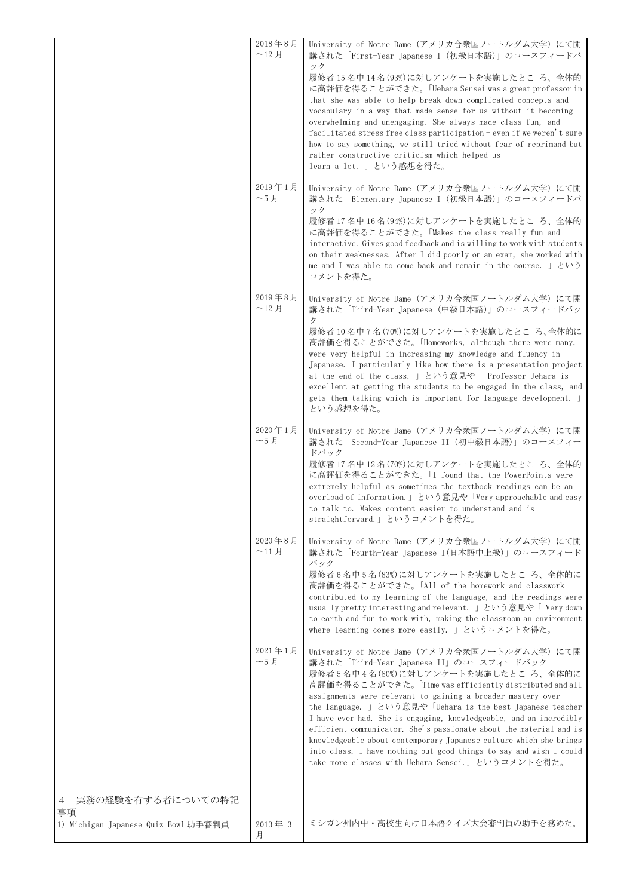| | | |
|---|---|---|
| | 2018年8月〜12月 | University of Notre Dame（アメリカ合衆国ノートルダム大学）にて開講された「First-Year Japanese I（初級日本語）」のコースフィードバック<br>履修者15名中14名(93%)に対しアンケートを実施したとこ ろ、全体的に高評価を得ることができた。「Uehara Sensei was a great professor in that she was able to help break down complicated concepts and vocabulary in a way that made sense for us without it becoming overwhelming and unengaging. She always made class fun, and facilitated stress free class participation - even if we weren't sure how to say something, we still tried without fear of reprimand but rather constructive criticism which helped us learn a lot. 」という感想を得た。 |
| | 2019年1月〜5月 | University of Notre Dame（アメリカ合衆国ノートルダム大学）にて開講された「Elementary Japanese I（初級日本語）」のコースフィードバック<br>履修者17名中16名(94%)に対しアンケートを実施したとこ ろ、全体的に高評価を得ることができた。「Makes the class really fun and interactive. Gives good feedback and is willing to work with students on their weaknesses. After I did poorly on an exam, she worked with me and I was able to come back and remain in the course. 」というコメントを得た。 |
| | 2019年8月〜12月 | University of Notre Dame（アメリカ合衆国ノートルダム大学）にて開講された「Third-Year Japanese（中級日本語）」のコースフィードバック<br>履修者10名中7名(70%)に対しアンケートを実施したとこ ろ、全体的に高評価を得ることができた。「Homeworks, although there were many, were very helpful in increasing my knowledge and fluency in Japanese. I particularly like how there is a presentation project at the end of the class. 」という意見や「 Professor Uehara is excellent at getting the students to be engaged in the class, and gets them talking which is important for language development. 」という感想を得た。 |
| | 2020年1月〜5月 | University of Notre Dame（アメリカ合衆国ノートルダム大学）にて開講された「Second-Year Japanese II（初中級日本語）」のコースフィードバック<br>履修者17名中12名(70%)に対しアンケートを実施したとこ ろ、全体的に高評価を得ることができた。「I found that the PowerPoints were extremely helpful as sometimes the textbook readings can be an overload of information.」という意見や「Very approachable and easy to talk to. Makes content easier to understand and is straightforward.」というコメントを得た。 |
| | 2020年8月〜11月 | University of Notre Dame（アメリカ合衆国ノートルダム大学）にて開講された「Fourth-Year Japanese I(日本語中上級)」のコースフィードバック<br>履修者6名中5名(83%)に対しアンケートを実施したとこ ろ、全体的に高評価を得ることができた。「All of the homework and classwork contributed to my learning of the language, and the readings were usually pretty interesting and relevant. 」という意見や「 Very down to earth and fun to work with, making the classroom an environment where learning comes more easily. 」というコメントを得た。 |
| | 2021年1月〜5月 | University of Notre Dame（アメリカ合衆国ノートルダム大学）にて開講された「Third-Year Japanese II」のコースフィードバック<br>履修者5名中4名(80%)に対しアンケートを実施したとこ ろ、全体的に高評価を得ることができた。「Time was efficiently distributed and all assignments were relevant to gaining a broader mastery over the language. 」という意見や「Uehara is the best Japanese teacher I have ever had. She is engaging, knowledgeable, and an incredibly efficient communicator. She's passionate about the material and is knowledgeable about contemporary Japanese culture which she brings into class. I have nothing but good things to say and wish I could take more classes with Uehara Sensei.」というコメントを得た。 |
| 4 実務の経験を有する者についての特記事項<br>1) Michigan Japanese Quiz Bowl 助手審判員 | 2013年 3月 | ミシガン州内中・高校生向け日本語クイズ大会審判員の助手を務めた。 |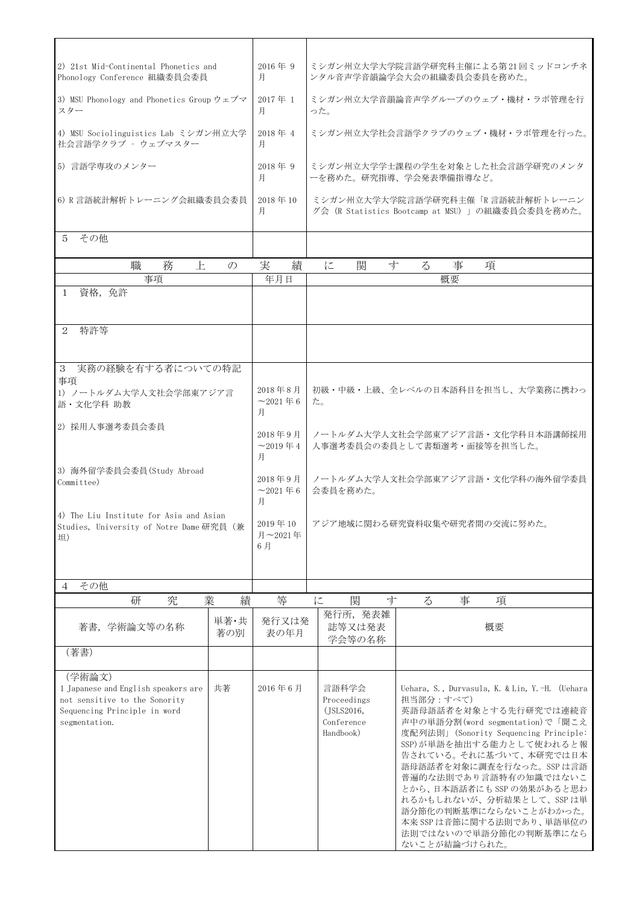| 事項 | 年月日 | 概要 |
| --- | --- | --- |
| 2) 21st Mid-Continental Phonetics and Phonology Conference 組織委員会委員 | 2016年9月 | ミシガン州立大学大学院言語学研究科主催による第21回ミッドコンチネンタル音声学音韻論学会大会の組織委員会委員を務めた。 |
| 3) MSU Phonology and Phonetics Group ウェブマスター | 2017年1月 | ミシガン州立大学音韻論音声学グループのウェブ・機材・ラボ管理を行った。 |
| 4) MSU Sociolinguistics Lab ミシガン州立大学社会言語学クラブ – ウェブマスター | 2018年4月 | ミシガン州立大学社会言語学クラブのウェブ・機材・ラボ管理を行った。 |
| 5) 言語学専攻のメンター | 2018年9月 | ミシガン州立大学学士課程の学生を対象とした社会言語学研究のメンターを務めた。研究指導、学会発表準備指導など。 |
| 6) R 言語統計解析トレーニング会組織委員会委員 | 2018年10月 | ミシガン州立大学大学院言語学研究科主催「R 言語統計解析トレーニング会（R Statistics Bootcamp at MSU）」の組織委員会委員を務めた。 |
| 5 その他 | | |

## 職務上の実績に関する事項

| 事項 | 年月日 | 概要 |
| --- | --- | --- |
| 1 資格，免許 | | |
| 2 特許等 | | |
| 3 実務の経験を有する者についての特記事項 | | |
| 1) ノートルダム大学人文社会学部東アジア言語・文化学科 助教 | 2018年8月～2021年6月 | 初級・中級・上級、全レベルの日本語科目を担当し、大学業務に携わった。 |
| 2) 採用人事選考委員会委員 | 2018年9月～2019年4月 | ノートルダム大学人文社会学部東アジア言語・文化学科日本語講師採用人事選考委員会の委員として書類選考・面接等を担当した。 |
| 3) 海外留学委員会委員(Study Abroad Committee) | 2018年9月～2021年6月 | ノートルダム大学人文社会学部東アジア言語・文化学科の海外留学委員会委員を務めた。 |
| 4) The Liu Institute for Asia and Asian Studies, University of Notre Dame 研究員（兼担） | 2019年10月～2021年6月 | アジア地域に関わる研究資料収集や研究者間の交流に努めた。 |
| 4 その他 | | |

## 研究業績等に関する事項

| 著書，学術論文等の名称 | 単著・共著の別 | 発行又は発表の年月 | 発行所，発表雑誌等又は発表学会等の名称 | 概要 |
| --- | --- | --- | --- | --- |
| （著書） | | | | |
| （学術論文）<br>1 Japanese and English speakers are not sensitive to the Sonority Sequencing Principle in word segmentation. | 共著 | 2016年6月 | 言語科学会 Proceedings (JSLS2016, Conference Handbook) | Uehara, S., Durvasula, K. & Lin, Y.-H. (Uehara 担当部分：すべて)<br>英語母語話者を対象とする先行研究では連続音声中の単語分割(word segmentation)で「聞こえ度配列法則」(Sonority Sequencing Principle: SSP)が単語を抽出する能力として使われると報告されている。それに基づいて、本研究では日本語母語話者を対象に調査を行なった。SSP は言語普遍的な法則であり言語特有の知識ではないことから、日本語話者にも SSP の効果があると思われるかもしれないが、分析結果として、SSP は単語分節化の判断基準にならないことがわかった。本来 SSP は音節に関する法則であり、単語単位の法則ではないので単語分節化の判断基準にならないことが結論づけられた。 |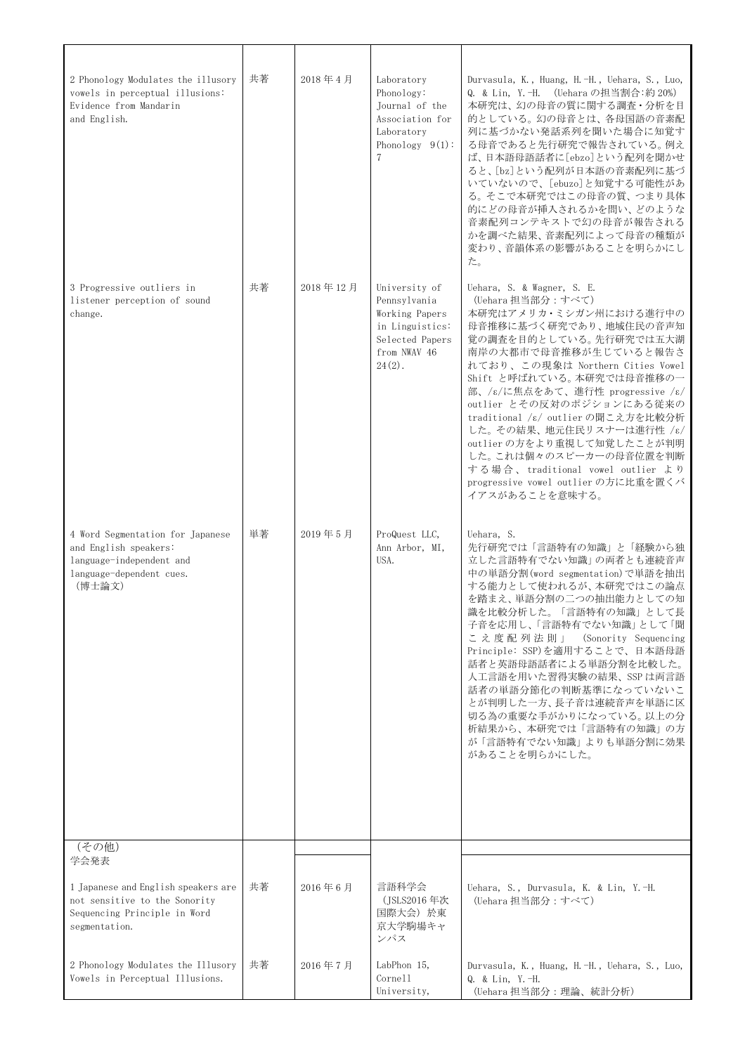| | | | | |
|---|---|---|---|---|
| 2 Phonology Modulates the illusory vowels in perceptual illusions: Evidence from Mandarin and English. | 共著 | 2018年4月 | Laboratory Phonology: Journal of the Association for Laboratory Phonology 9(1): 7 | Durvasula, K., Huang, H.-H., Uehara, S., Luo, Q. & Lin, Y.-H. (Uehara の担当割合：約 20%)<br>本研究は、幻の母音の質に関する調査・分析を目的としている。幻の母音とは、各母国語の音素配列に基づかない発話系列を聞いた場合に知覚する母音であると先行研究で報告されている。例えば、日本語母語話者に[ebzo]という配列を聞かせると、[bz]という配列が日本語の音素配列に基づいていないので、[ebuzo]と知覚する可能性がある。そこで本研究ではこの母音の質、つまり具体的にどの母音が挿入されるかを問い、どのような音素配列コンテキストで幻の母音が報告されるかを調べた結果、音素配列によって母音の種類が変わり、音韻体系の影響があることを明らかにした。 |
| 3 Progressive outliers in listener perception of sound change. | 共著 | 2018年12月 | University of Pennsylvania Working Papers in Linguistics: Selected Papers from NWAV 46 24(2). | Uehara, S. & Wagner, S. E.<br>(Uehara 担当部分：すべて)<br>本研究はアメリカ・ミシガン州における進行中の母音推移に基づく研究であり、地域住民の音声知覚の調査を目的としている。先行研究では五大湖南岸の大都市で母音推移が生じていると報告されており、この現象は Northern Cities Vowel Shift と呼ばれている。本研究では母音推移の一部、/ɛ/に焦点をあて、進行性 progressive /ɛ/ outlier とその反対のポジションにある従来の traditional /ɛ/ outlier の聞こえ方を比較分析した。その結果、地元住民リスナーは進行性 /ɛ/ outlier の方をより重視して知覚したことが判明した。これは個々のスピーカーの母音位置を判断する場合、traditional vowel outlier より progressive vowel outlier の方に比重を置くバイアスがあることを意味する。 |
| 4 Word Segmentation for Japanese and English speakers: language-independent and language-dependent cues.<br>(博士論文) | 単著 | 2019年5月 | ProQuest LLC, Ann Arbor, MI, USA. | Uehara, S.<br>先行研究では「言語特有の知識」と「経験から独立した言語特有でない知識」の両者とも連続音声中の単語分割(word segmentation)で単語を抽出する能力として使われるが、本研究ではこの論点を踏まえ、単語分割の二つの抽出能力としての知識を比較分析した。「言語特有の知識」として長子音を応用し、「言語特有でない知識」として「聞こえ度配列法則」 (Sonority Sequencing Principle: SSP)を適用することで、日本語母語話者と英語母語話者による単語分割を比較した。人工言語を用いた習得実験の結果、SSP は両言語話者の単語分節化の判断基準になっていないことが判明した一方、長子音は連続音声を単語に区切る為の重要な手がかりになっている。以上の分析結果から、本研究では「言語特有の知識」の方が「言語特有でない知識」よりも単語分割に効果があることを明らかにした。 |
| (その他)<br>学会発表 | | | | |
| 1 Japanese and English speakers are not sensitive to the Sonority Sequencing Principle in Word segmentation. | 共著 | 2016年6月 | 言語科学会 (JSLS2016 年次国際大会) 於東京大学駒場キャンパス | Uehara, S., Durvasula, K. & Lin, Y.-H.<br>(Uehara 担当部分：すべて) |
| 2 Phonology Modulates the Illusory Vowels in Perceptual Illusions. | 共著 | 2016年7月 | LabPhon 15, Cornell University, | Durvasula, K., Huang, H.-H., Uehara, S., Luo, Q. & Lin, Y.-H.<br>(Uehara 担当部分：理論、統計分析) |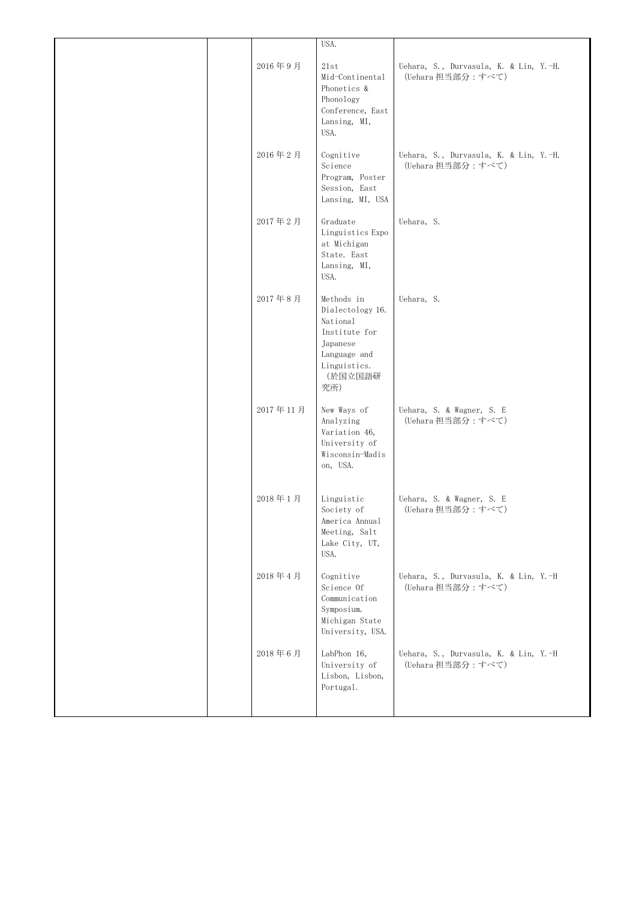| | | | | |
|---|---|---|---|---|
| | | | USA. | |
| | | 2016年9月 | 21st Mid-Continental Phonetics & Phonology Conference, East Lansing, MI, USA. | Uehara, S., Durvasula, K. & Lin, Y.-H.<br>(Uehara担当部分：すべて) |
| | | 2016年2月 | Cognitive Science Program, Poster Session, East Lansing, MI, USA | Uehara, S., Durvasula, K. & Lin, Y.-H.<br>(Uehara担当部分：すべて) |
| | | 2017年2月 | Graduate Linguistics Expo at Michigan State. East Lansing, MI, USA. | Uehara, S. |
| | | 2017年8月 | Methods in Dialectology 16. National Institute for Japanese Language and Linguistics.<br>(於国立国語研究所) | Uehara, S. |
| | | 2017年11月 | New Ways of Analyzing Variation 46, University of Wisconsin-Madison, USA. | Uehara, S. & Wagner, S. E<br>(Uehara担当部分：すべて) |
| | | 2018年1月 | Linguistic Society of America Annual Meeting, Salt Lake City, UT, USA. | Uehara, S. & Wagner, S. E<br>(Uehara担当部分：すべて) |
| | | 2018年4月 | Cognitive Science Of Communication Symposium. Michigan State University, USA. | Uehara, S., Durvasula, K. & Lin, Y.-H<br>(Uehara担当部分：すべて) |
| | | 2018年6月 | LabPhon 16, University of Lisbon, Lisbon, Portugal. | Uehara, S., Durvasula, K. & Lin, Y.-H<br>(Uehara担当部分：すべて) |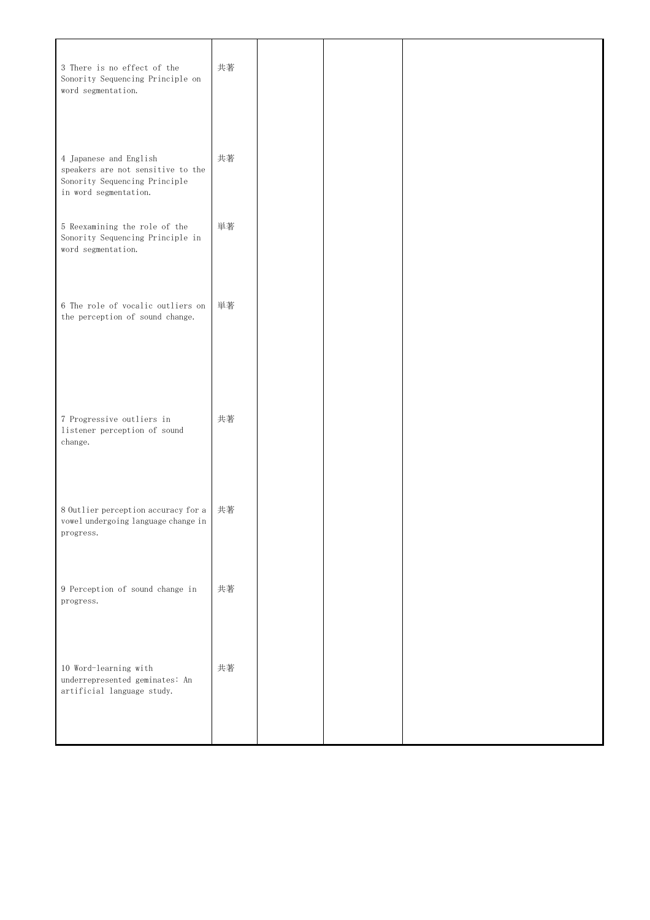| | | | | |
|---|---|---|---|---|
| 3 There is no effect of the Sonority Sequencing Principle on word segmentation. | 共著 | | | |
| 4 Japanese and English speakers are not sensitive to the Sonority Sequencing Principle in word segmentation. | 共著 | | | |
| 5 Reexamining the role of the Sonority Sequencing Principle in word segmentation. | 単著 | | | |
| 6 The role of vocalic outliers on the perception of sound change. | 単著 | | | |
| 7 Progressive outliers in listener perception of sound change. | 共著 | | | |
| 8 Outlier perception accuracy for a vowel undergoing language change in progress. | 共著 | | | |
| 9 Perception of sound change in progress. | 共著 | | | |
| 10 Word-learning with underrepresented geminates: An artificial language study. | 共著 | | | |